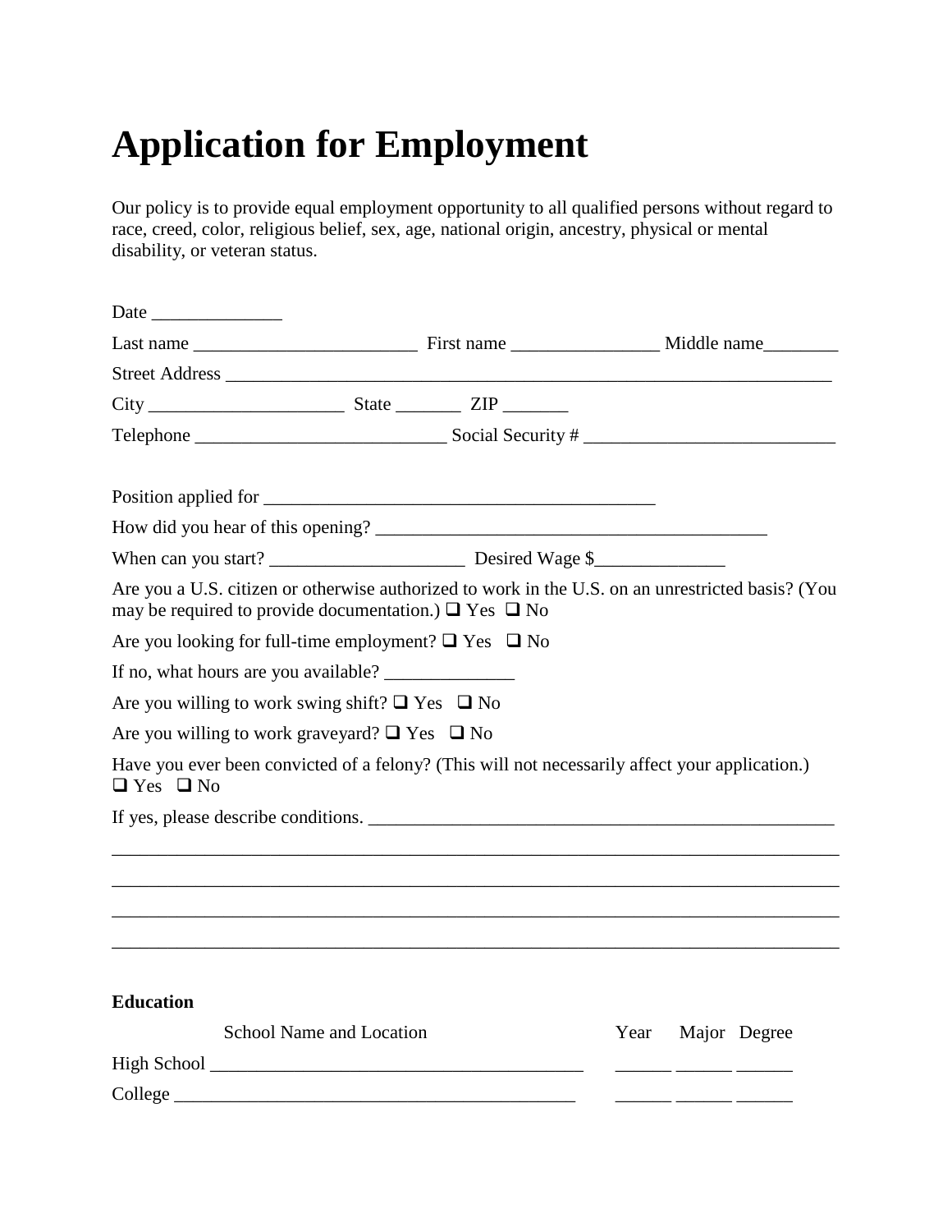# Application for Employment

Our policy is to provide equal employment opportunity to all qualified persons without regard to race, creed, color, religious belief, sex, age, national origin, ancestry, physical or mental disability, or veteran status.

Date ______________

Last name ________________________ First name ________________ Middle name________

Street Address ____________________________________________________________________

City _____________________ State _______ ZIP _______

Telephone ___________________________ Social Security # ___________________________

Position applied for ___________________________________________

How did you hear of this opening? ___________________________________________

When can you start? _____________________ Desired Wage $______________

Are you a U.S. citizen or otherwise authorized to work in the U.S. on an unrestricted basis? (You may be required to provide documentation.) ❑ Yes ❑ No

Are you looking for full-time employment? ❑ Yes ❑ No

If no, what hours are you available? ______________

Are you willing to work swing shift? ❑ Yes ❑ No

Are you willing to work graveyard? ❑ Yes ❑ No

Have you ever been convicted of a felony? (This will not necessarily affect your application.) ❑ Yes ❑ No

If yes, please describe conditions. ___________________________________________________

_____________________________________________________________________________

_____________________________________________________________________________

_____________________________________________________________________________

_____________________________________________________________________________

**Education**

| | School Name and Location | Year | Major | Degree |
|---|---|---|---|---|
| High School | ________________________________________ | ______ | ______ | ______ |
| College | ____________________________________________ | ______ | ______ | ______ |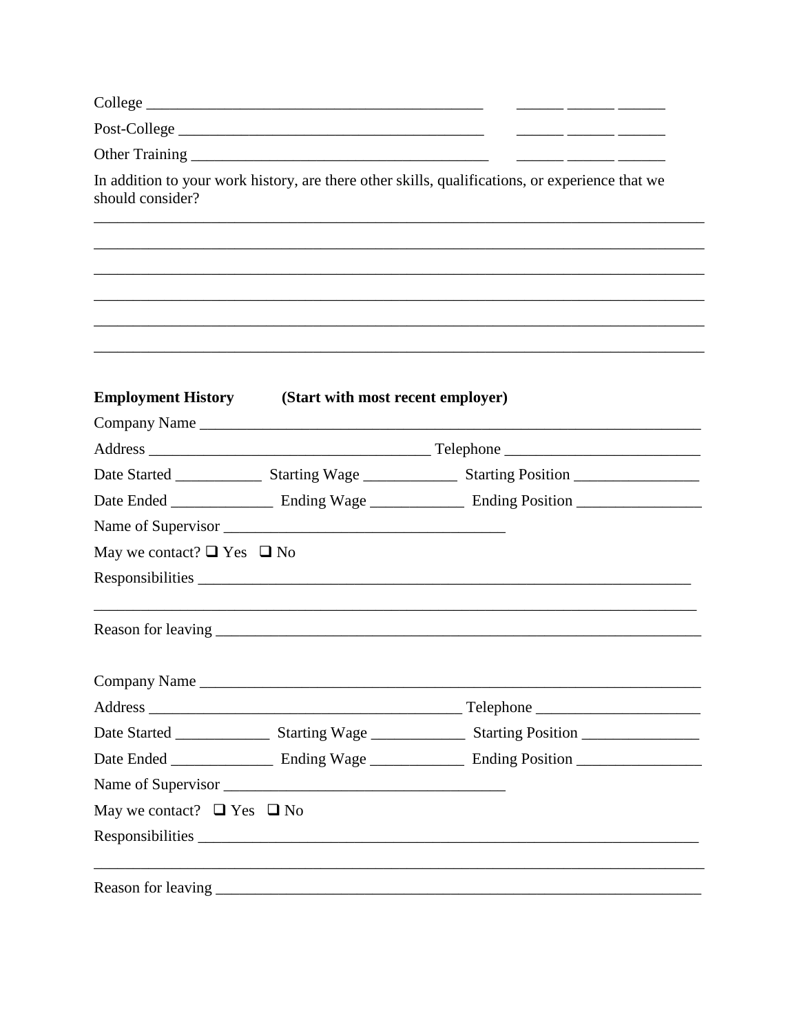College _____________________________________________ ______ ______ ______

Post-College _________________________________________ ______ ______ ______

Other Training _______________________________________ ______ ______ ______

In addition to your work history, are there other skills, qualifications, or experience that we should consider?

_______________________________________________________________________________

_______________________________________________________________________________

_______________________________________________________________________________

_______________________________________________________________________________

_______________________________________________________________________________

_______________________________________________________________________________

**Employment History** **(Start with most recent employer)**

Company Name _________________________________________________________________

Address ____________________________________ Telephone _________________________

Date Started ___________ Starting Wage ____________ Starting Position ________________

Date Ended _____________ Ending Wage ____________ Ending Position ________________

Name of Supervisor ____________________________________

May we contact? ❑ Yes ❑ No

Responsibilities _______________________________________________________________

_______________________________________________________________________________

Reason for leaving _____________________________________________________________

Company Name _________________________________________________________________

Address _________________________________________ Telephone _____________________

Date Started ____________ Starting Wage ____________ Starting Position _______________

Date Ended _____________ Ending Wage ____________ Ending Position ________________

Name of Supervisor ____________________________________

May we contact? ❑ Yes ❑ No

Responsibilities _______________________________________________________________

_______________________________________________________________________________

Reason for leaving _____________________________________________________________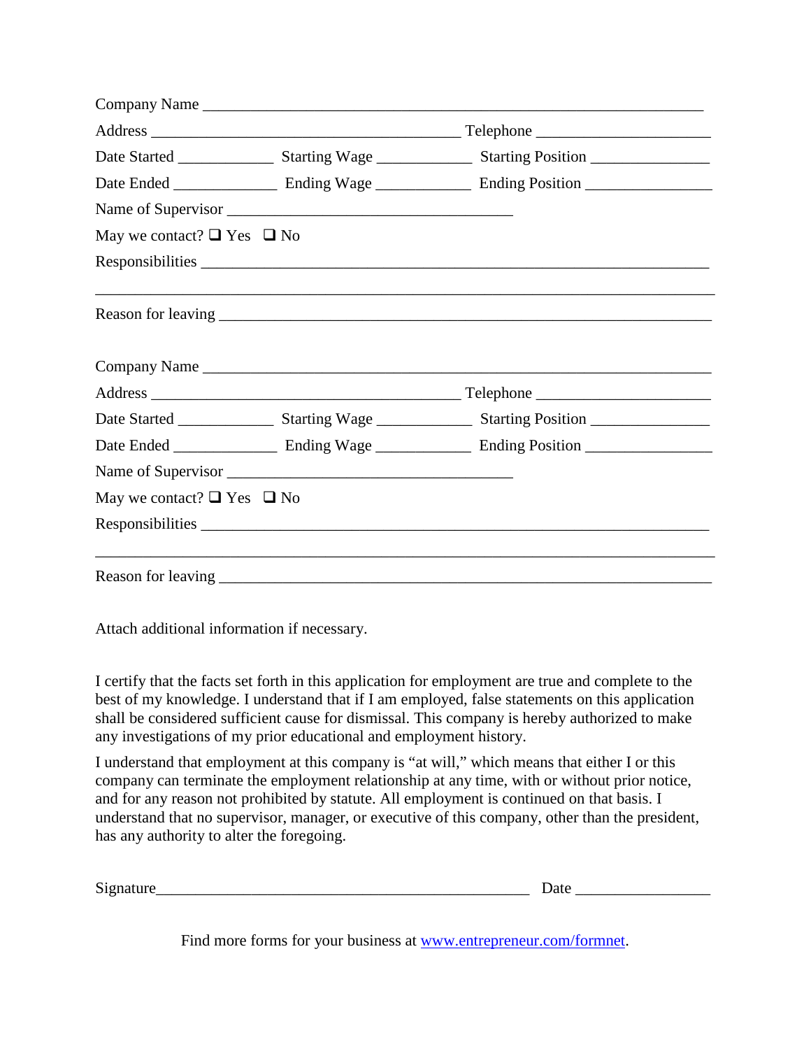Company Name ________________________________________________________________

Address ________________________________________ Telephone ____________________

Date Started ____________ Starting Wage ____________ Starting Position ______________

Date Ended _____________ Ending Wage ____________ Ending Position _______________

Name of Supervisor _____________________________________

May we contact? ❑ Yes ❑ No

Responsibilities _________________________________________________________________

_______________________________________________________________________________

Reason for leaving _______________________________________________________________

Company Name ________________________________________________________________

Address ________________________________________ Telephone ____________________

Date Started ____________ Starting Wage ____________ Starting Position ______________

Date Ended _____________ Ending Wage ____________ Ending Position _______________

Name of Supervisor _____________________________________

May we contact? ❑ Yes ❑ No

Responsibilities _________________________________________________________________

_______________________________________________________________________________

Reason for leaving _______________________________________________________________

Attach additional information if necessary.

I certify that the facts set forth in this application for employment are true and complete to the best of my knowledge. I understand that if I am employed, false statements on this application shall be considered sufficient cause for dismissal. This company is hereby authorized to make any investigations of my prior educational and employment history.

I understand that employment at this company is "at will," which means that either I or this company can terminate the employment relationship at any time, with or without prior notice, and for any reason not prohibited by statute. All employment is continued on that basis. I understand that no supervisor, manager, or executive of this company, other than the president, has any authority to alter the foregoing.

Signature________________________________________________ Date ________________

Find more forms for your business at www.entrepreneur.com/formnet.